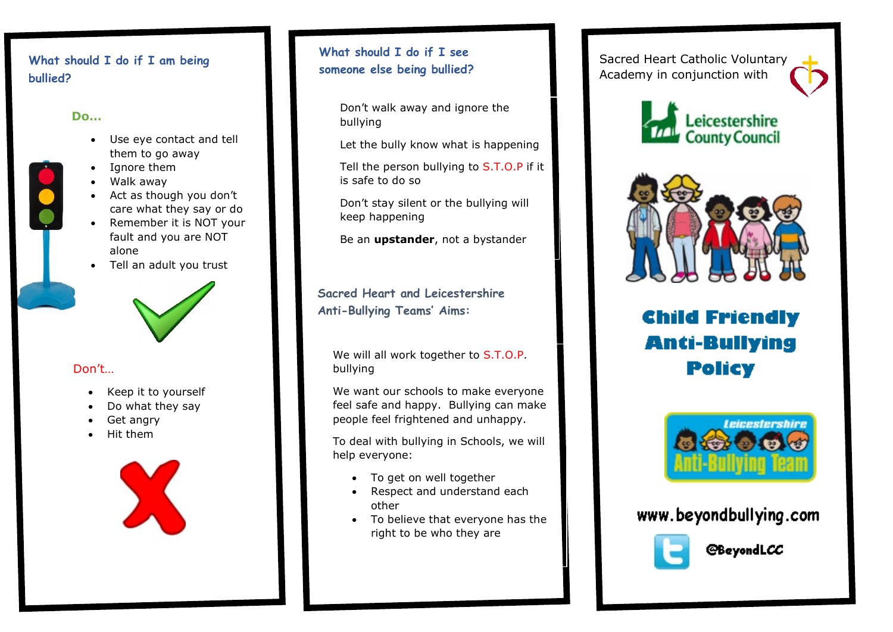## What should I do if I am being bullied?

**Do…**

- Use eye contact and tell them to go away
- Ignore them
- Walk away
- Act as though you don't care what they say or do
- Remember it is NOT your fault and you are NOT alone
- Tell an adult you trust

**Don't…**

- Keep it to yourself
- Do what they say
- Get angry
- Hit them

## What should I do if I see someone else being bullied?

Don't walk away and ignore the bullying

Let the bully know what is happening

Tell the person bullying to S.T.O.P if it is safe to do so

Don't stay silent or the bullying will keep happening

Be an **upstander**, not a bystander

## Sacred Heart and Leicestershire Anti-Bullying Teams' Aims:

We will all work together to S.T.O.P. bullying

We want our schools to make everyone feel safe and happy. Bullying can make people feel frightened and unhappy.

To deal with bullying in Schools, we will help everyone:

- To get on well together
- Respect and understand each other
- To believe that everyone has the right to be who they are

Sacred Heart Catholic Voluntary Academy in conjunction with

Leicestershire County Council

# Child Friendly Anti-Bullying Policy

Leicestershire Anti-Bullying Team

www.beyondbullying.com

@BeyondLCC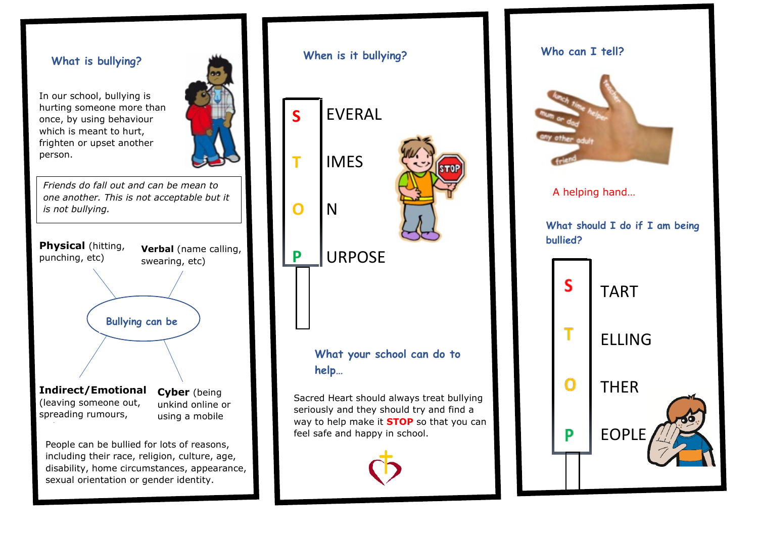## What is bullying?

In our school, bullying is hurting someone more than once, by using behaviour which is meant to hurt, frighten or upset another person.

*Friends do fall out and can be mean to one another. This is not acceptable but it is not bullying.*

Bullying can be

**Physical** (hitting, punching, etc)

**Verbal** (name calling, swearing, etc)

**Indirect/Emotional** (leaving someone out, spreading rumours,

**Cyber** (being unkind online or using a mobile

People can be bullied for lots of reasons, including their race, religion, culture, age, disability, home circumstances, appearance, sexual orientation or gender identity.

## When is it bullying?

**S** EVERAL

**T** IMES

**O** N

**P** URPOSE

## What your school can do to help…

Sacred Heart should always treat bullying seriously and they should try and find a way to help make it **STOP** so that you can feel safe and happy in school.

## Who can I tell?

teacher

lunch time helper

mum or dad

any other adult

friend

A helping hand…

## What should I do if I am being bullied?

**S** TART

**T** ELLING

**O** THER

**P** EOPLE